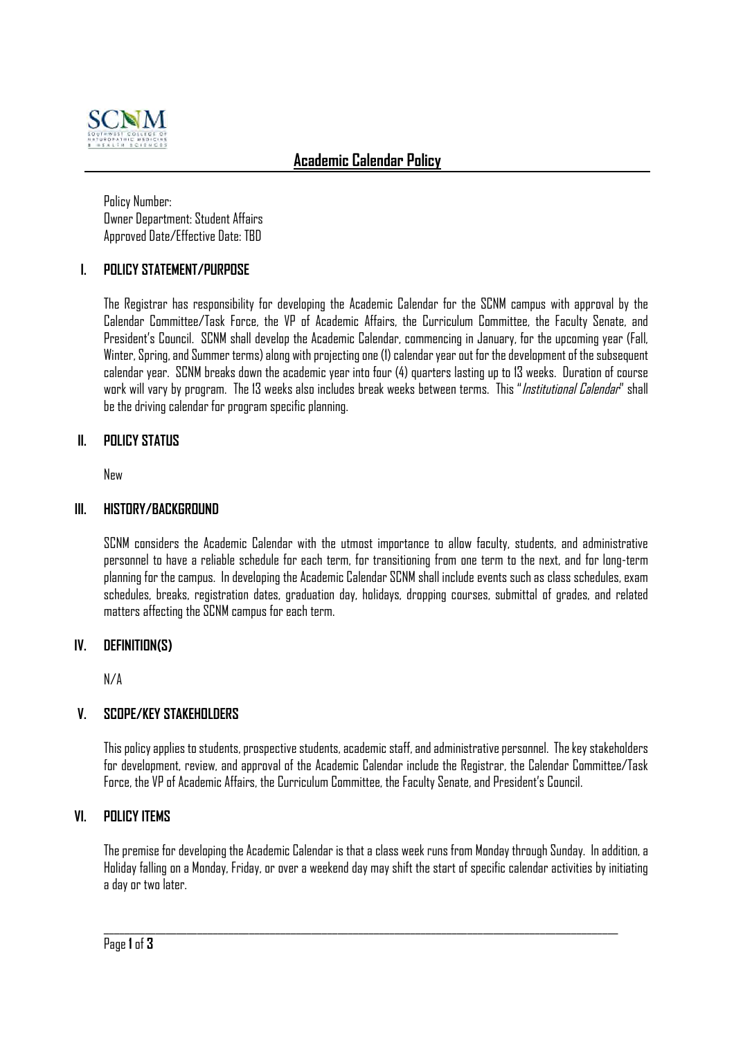# Academic Calendar Policy

Policy Number:
Owner Department: Student Affairs
Approved Date/Effective Date: TBD

## I. POLICY STATEMENT/PURPOSE

The Registrar has responsibility for developing the Academic Calendar for the SCNM campus with approval by the Calendar Committee/Task Force, the VP of Academic Affairs, the Curriculum Committee, the Faculty Senate, and President's Council. SCNM shall develop the Academic Calendar, commencing in January, for the upcoming year (Fall, Winter, Spring, and Summer terms) along with projecting one (1) calendar year out for the development of the subsequent calendar year. SCNM breaks down the academic year into four (4) quarters lasting up to 13 weeks. Duration of course work will vary by program. The 13 weeks also includes break weeks between terms. This "*Institutional Calendar*" shall be the driving calendar for program specific planning.

## II. POLICY STATUS

New

## III. HISTORY/BACKGROUND

SCNM considers the Academic Calendar with the utmost importance to allow faculty, students, and administrative personnel to have a reliable schedule for each term, for transitioning from one term to the next, and for long-term planning for the campus. In developing the Academic Calendar SCNM shall include events such as class schedules, exam schedules, breaks, registration dates, graduation day, holidays, dropping courses, submittal of grades, and related matters affecting the SCNM campus for each term.

## IV. DEFINITION(S)

N/A

## V. SCOPE/KEY STAKEHOLDERS

This policy applies to students, prospective students, academic staff, and administrative personnel. The key stakeholders for development, review, and approval of the Academic Calendar include the Registrar, the Calendar Committee/Task Force, the VP of Academic Affairs, the Curriculum Committee, the Faculty Senate, and President's Council.

## VI. POLICY ITEMS

The premise for developing the Academic Calendar is that a class week runs from Monday through Sunday. In addition, a Holiday falling on a Monday, Friday, or over a weekend day may shift the start of specific calendar activities by initiating a day or two later.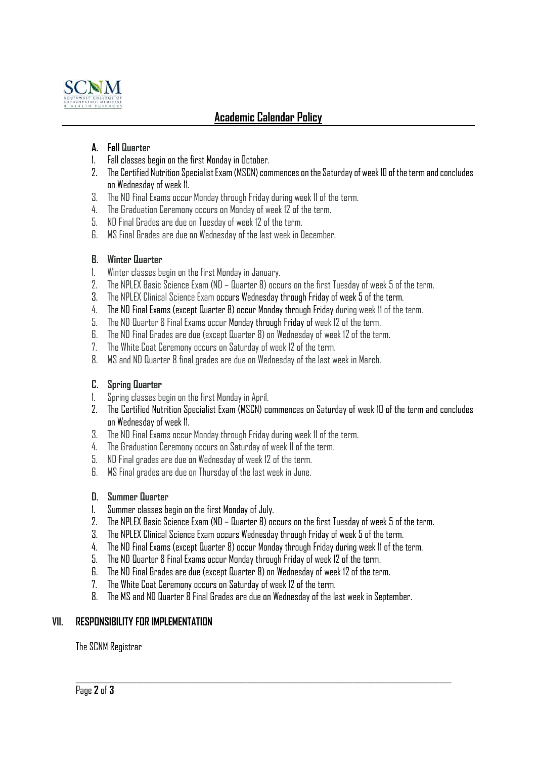**A. Fall Quarter**

1. Fall classes begin on the first Monday in October.
2. The Certified Nutrition Specialist Exam (MSCN) commences on the Saturday of week 10 of the term and concludes on Wednesday of week 11.
3. The ND Final Exams occur Monday through Friday during week 11 of the term.
4. The Graduation Ceremony occurs on Monday of week 12 of the term.
5. ND Final Grades are due on Tuesday of week 12 of the term.
6. MS Final Grades are due on Wednesday of the last week in December.

**B. Winter Quarter**

1. Winter classes begin on the first Monday in January.
2. The NPLEX Basic Science Exam (ND – Quarter 8) occurs on the first Tuesday of week 5 of the term.
3. The NPLEX Clinical Science Exam occurs Wednesday through Friday of week 5 of the term.
4. The ND Final Exams (except Quarter 8) occur Monday through Friday during week 11 of the term.
5. The ND Quarter 8 Final Exams occur Monday through Friday of week 12 of the term.
6. The ND Final Grades are due (except Quarter 8) on Wednesday of week 12 of the term.
7. The White Coat Ceremony occurs on Saturday of week 12 of the term.
8. MS and ND Quarter 8 final grades are due on Wednesday of the last week in March.

**C. Spring Quarter**

1. Spring classes begin on the first Monday in April.
2. The Certified Nutrition Specialist Exam (MSCN) commences on Saturday of week 10 of the term and concludes on Wednesday of week 11.
3. The ND Final Exams occur Monday through Friday during week 11 of the term.
4. The Graduation Ceremony occurs on Saturday of week 11 of the term.
5. ND Final grades are due on Wednesday of week 12 of the term.
6. MS Final grades are due on Thursday of the last week in June.

**D. Summer Quarter**

1. Summer classes begin on the first Monday of July.
2. The NPLEX Basic Science Exam (ND – Quarter 8) occurs on the first Tuesday of week 5 of the term.
3. The NPLEX Clinical Science Exam occurs Wednesday through Friday of week 5 of the term.
4. The ND Final Exams (except Quarter 8) occur Monday through Friday during week 11 of the term.
5. The ND Quarter 8 Final Exams occur Monday through Friday of week 12 of the term.
6. The ND Final Grades are due (except Quarter 8) on Wednesday of week 12 of the term.
7. The White Coat Ceremony occurs on Saturday of week 12 of the term.
8. The MS and ND Quarter 8 Final Grades are due on Wednesday of the last week in September.

## VII. RESPONSIBILITY FOR IMPLEMENTATION

The SCNM Registrar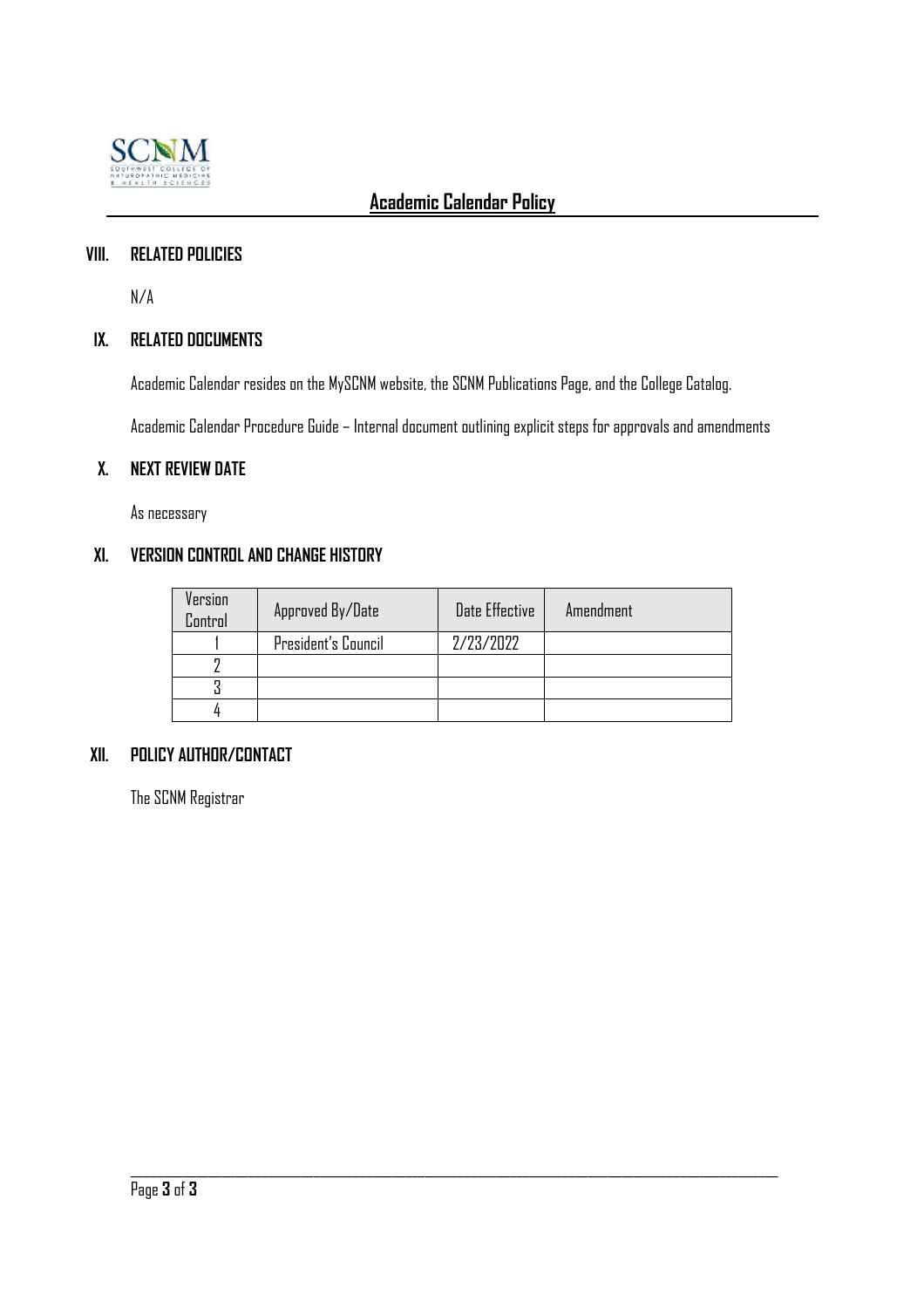## VIII. RELATED POLICIES

N/A

## IX. RELATED DOCUMENTS

Academic Calendar resides on the MySCNM website, the SCNM Publications Page, and the College Catalog.

Academic Calendar Procedure Guide – Internal document outlining explicit steps for approvals and amendments

## X. NEXT REVIEW DATE

As necessary

## XI. VERSION CONTROL AND CHANGE HISTORY

| Version Control | Approved By/Date | Date Effective | Amendment |
|---|---|---|---|
| 1 | President's Council | 2/23/2022 | |
| 2 | | | |
| 3 | | | |
| 4 | | | |

## XII. POLICY AUTHOR/CONTACT

The SCNM Registrar